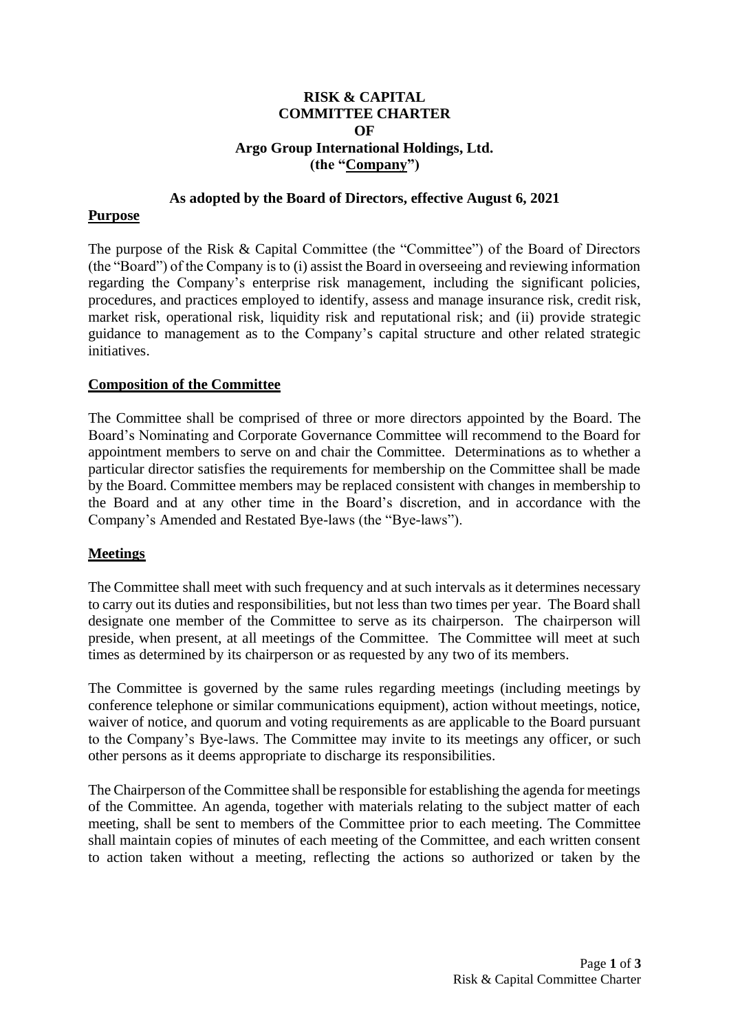**RISK & CAPITAL**
**COMMITTEE CHARTER**
**OF**
**Argo Group International Holdings, Ltd.**
**(the "Company")**

**As adopted by the Board of Directors, effective August 6, 2021**

## Purpose

The purpose of the Risk & Capital Committee (the "Committee") of the Board of Directors (the "Board") of the Company is to (i) assist the Board in overseeing and reviewing information regarding the Company's enterprise risk management, including the significant policies, procedures, and practices employed to identify, assess and manage insurance risk, credit risk, market risk, operational risk, liquidity risk and reputational risk; and (ii) provide strategic guidance to management as to the Company's capital structure and other related strategic initiatives.

## Composition of the Committee

The Committee shall be comprised of three or more directors appointed by the Board. The Board's Nominating and Corporate Governance Committee will recommend to the Board for appointment members to serve on and chair the Committee. Determinations as to whether a particular director satisfies the requirements for membership on the Committee shall be made by the Board. Committee members may be replaced consistent with changes in membership to the Board and at any other time in the Board's discretion, and in accordance with the Company's Amended and Restated Bye-laws (the "Bye-laws").

## Meetings

The Committee shall meet with such frequency and at such intervals as it determines necessary to carry out its duties and responsibilities, but not less than two times per year. The Board shall designate one member of the Committee to serve as its chairperson. The chairperson will preside, when present, at all meetings of the Committee. The Committee will meet at such times as determined by its chairperson or as requested by any two of its members.

The Committee is governed by the same rules regarding meetings (including meetings by conference telephone or similar communications equipment), action without meetings, notice, waiver of notice, and quorum and voting requirements as are applicable to the Board pursuant to the Company's Bye-laws. The Committee may invite to its meetings any officer, or such other persons as it deems appropriate to discharge its responsibilities.

The Chairperson of the Committee shall be responsible for establishing the agenda for meetings of the Committee. An agenda, together with materials relating to the subject matter of each meeting, shall be sent to members of the Committee prior to each meeting. The Committee shall maintain copies of minutes of each meeting of the Committee, and each written consent to action taken without a meeting, reflecting the actions so authorized or taken by the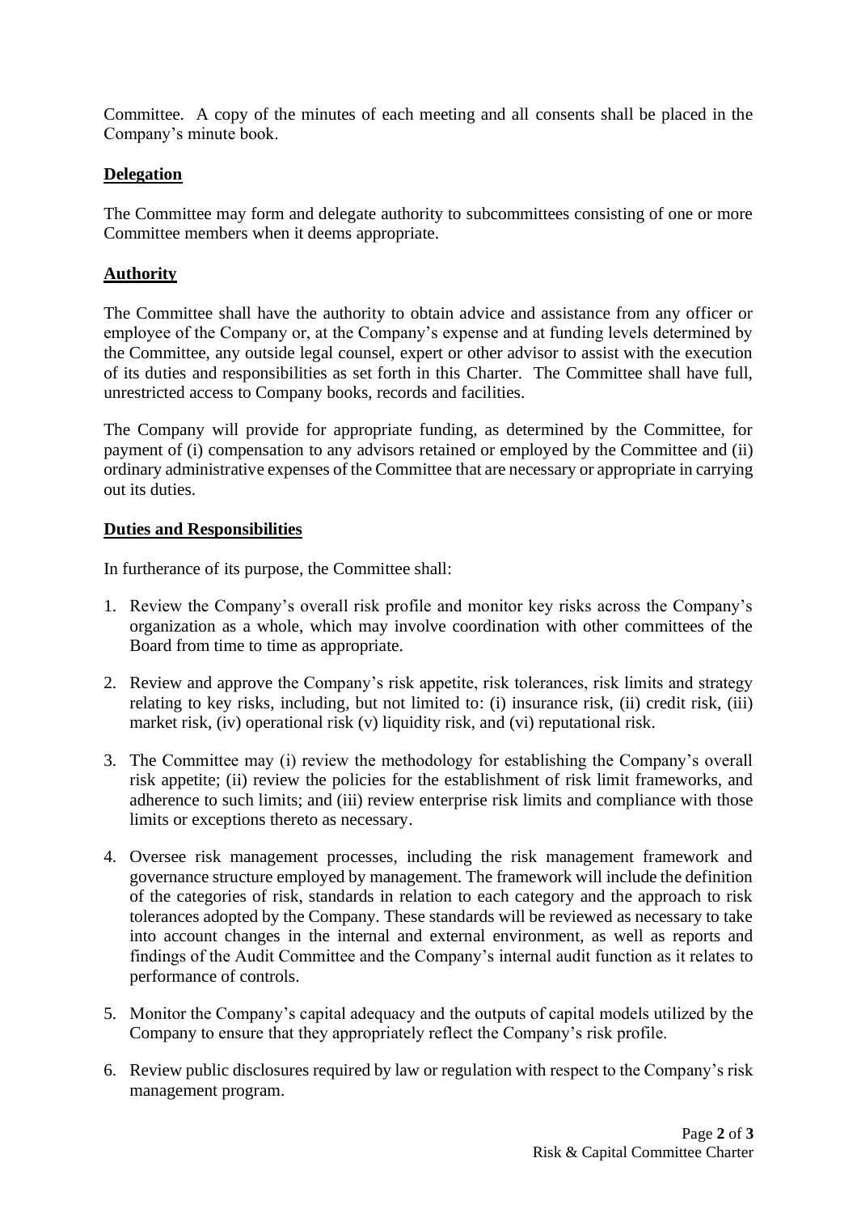Committee. A copy of the minutes of each meeting and all consents shall be placed in the Company's minute book.

**Delegation**

The Committee may form and delegate authority to subcommittees consisting of one or more Committee members when it deems appropriate.

**Authority**

The Committee shall have the authority to obtain advice and assistance from any officer or employee of the Company or, at the Company's expense and at funding levels determined by the Committee, any outside legal counsel, expert or other advisor to assist with the execution of its duties and responsibilities as set forth in this Charter. The Committee shall have full, unrestricted access to Company books, records and facilities.

The Company will provide for appropriate funding, as determined by the Committee, for payment of (i) compensation to any advisors retained or employed by the Committee and (ii) ordinary administrative expenses of the Committee that are necessary or appropriate in carrying out its duties.

**Duties and Responsibilities**

In furtherance of its purpose, the Committee shall:

1. Review the Company's overall risk profile and monitor key risks across the Company's organization as a whole, which may involve coordination with other committees of the Board from time to time as appropriate.

2. Review and approve the Company's risk appetite, risk tolerances, risk limits and strategy relating to key risks, including, but not limited to: (i) insurance risk, (ii) credit risk, (iii) market risk, (iv) operational risk (v) liquidity risk, and (vi) reputational risk.

3. The Committee may (i) review the methodology for establishing the Company's overall risk appetite; (ii) review the policies for the establishment of risk limit frameworks, and adherence to such limits; and (iii) review enterprise risk limits and compliance with those limits or exceptions thereto as necessary.

4. Oversee risk management processes, including the risk management framework and governance structure employed by management. The framework will include the definition of the categories of risk, standards in relation to each category and the approach to risk tolerances adopted by the Company. These standards will be reviewed as necessary to take into account changes in the internal and external environment, as well as reports and findings of the Audit Committee and the Company's internal audit function as it relates to performance of controls.

5. Monitor the Company's capital adequacy and the outputs of capital models utilized by the Company to ensure that they appropriately reflect the Company's risk profile.

6. Review public disclosures required by law or regulation with respect to the Company's risk management program.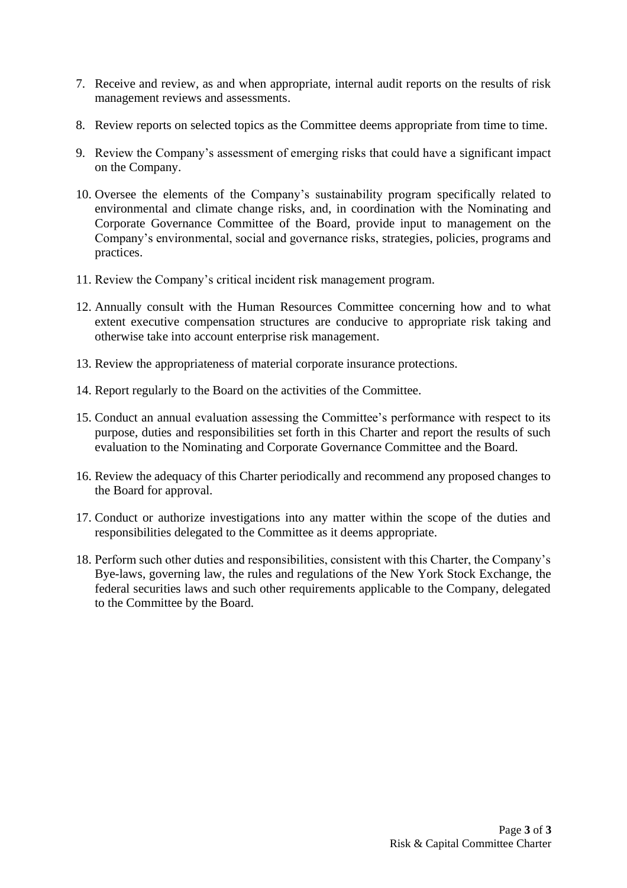7. Receive and review, as and when appropriate, internal audit reports on the results of risk management reviews and assessments.

8. Review reports on selected topics as the Committee deems appropriate from time to time.

9. Review the Company's assessment of emerging risks that could have a significant impact on the Company.

10. Oversee the elements of the Company's sustainability program specifically related to environmental and climate change risks, and, in coordination with the Nominating and Corporate Governance Committee of the Board, provide input to management on the Company's environmental, social and governance risks, strategies, policies, programs and practices.

11. Review the Company's critical incident risk management program.

12. Annually consult with the Human Resources Committee concerning how and to what extent executive compensation structures are conducive to appropriate risk taking and otherwise take into account enterprise risk management.

13. Review the appropriateness of material corporate insurance protections.

14. Report regularly to the Board on the activities of the Committee.

15. Conduct an annual evaluation assessing the Committee's performance with respect to its purpose, duties and responsibilities set forth in this Charter and report the results of such evaluation to the Nominating and Corporate Governance Committee and the Board.

16. Review the adequacy of this Charter periodically and recommend any proposed changes to the Board for approval.

17. Conduct or authorize investigations into any matter within the scope of the duties and responsibilities delegated to the Committee as it deems appropriate.

18. Perform such other duties and responsibilities, consistent with this Charter, the Company's Bye-laws, governing law, the rules and regulations of the New York Stock Exchange, the federal securities laws and such other requirements applicable to the Company, delegated to the Committee by the Board.